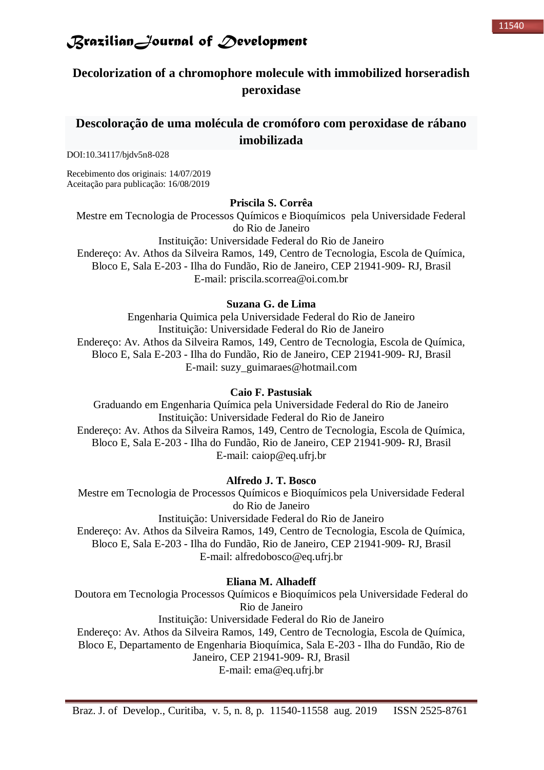# Decolorization of a chromophore molecule with immobilized horseradish peroxidase

## Descoloração de uma molécula de cromóforo com peroxidase de rábano imobilizada

DOI:10.34117/bjdv5n8-028

Recebimento dos originais: 14/07/2019
Aceitação para publicação: 16/08/2019

**Priscila S. Corrêa**

Mestre em Tecnologia de Processos Químicos e Bioquímicos pela Universidade Federal do Rio de Janeiro
Instituição: Universidade Federal do Rio de Janeiro
Endereço: Av. Athos da Silveira Ramos, 149, Centro de Tecnologia, Escola de Química, Bloco E, Sala E-203 - Ilha do Fundão, Rio de Janeiro, CEP 21941-909- RJ, Brasil
E-mail: priscila.scorrea@oi.com.br

**Suzana G. de Lima**

Engenharia Quimica pela Universidade Federal do Rio de Janeiro
Instituição: Universidade Federal do Rio de Janeiro
Endereço: Av. Athos da Silveira Ramos, 149, Centro de Tecnologia, Escola de Química, Bloco E, Sala E-203 - Ilha do Fundão, Rio de Janeiro, CEP 21941-909- RJ, Brasil
E-mail: suzy_guimaraes@hotmail.com

**Caio F. Pastusiak**

Graduando em Engenharia Química pela Universidade Federal do Rio de Janeiro
Instituição: Universidade Federal do Rio de Janeiro
Endereço: Av. Athos da Silveira Ramos, 149, Centro de Tecnologia, Escola de Química, Bloco E, Sala E-203 - Ilha do Fundão, Rio de Janeiro, CEP 21941-909- RJ, Brasil
E-mail: caiop@eq.ufrj.br

**Alfredo J. T. Bosco**

Mestre em Tecnologia de Processos Químicos e Bioquímicos pela Universidade Federal do Rio de Janeiro
Instituição: Universidade Federal do Rio de Janeiro
Endereço: Av. Athos da Silveira Ramos, 149, Centro de Tecnologia, Escola de Química, Bloco E, Sala E-203 - Ilha do Fundão, Rio de Janeiro, CEP 21941-909- RJ, Brasil
E-mail: alfredobosco@eq.ufrj.br

**Eliana M. Alhadeff**

Doutora em Tecnologia Processos Químicos e Bioquímicos pela Universidade Federal do Rio de Janeiro
Instituição: Universidade Federal do Rio de Janeiro
Endereço: Av. Athos da Silveira Ramos, 149, Centro de Tecnologia, Escola de Química, Bloco E, Departamento de Engenharia Bioquímica, Sala E-203 - Ilha do Fundão, Rio de Janeiro, CEP 21941-909- RJ, Brasil
E-mail: ema@eq.ufrj.br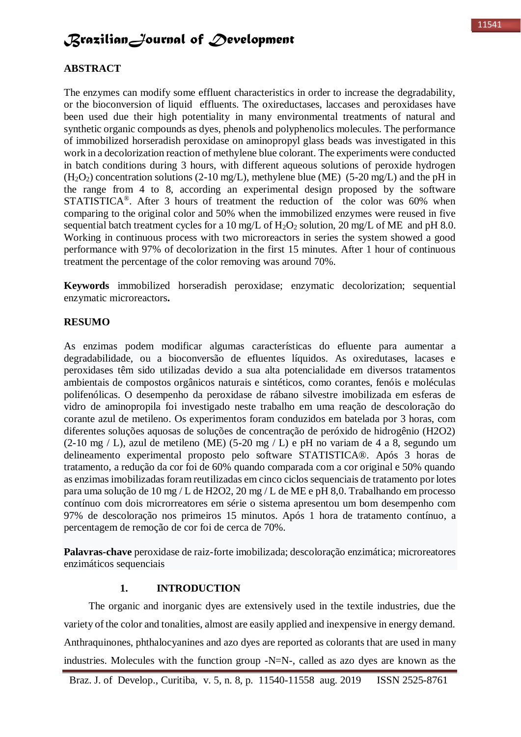## ABSTRACT

The enzymes can modify some effluent characteristics in order to increase the degradability, or the bioconversion of liquid effluents. The oxireductases, laccases and peroxidases have been used due their high potentiality in many environmental treatments of natural and synthetic organic compounds as dyes, phenols and polyphenolics molecules. The performance of immobilized horseradish peroxidase on aminopropyl glass beads was investigated in this work in a decolorization reaction of methylene blue colorant. The experiments were conducted in batch conditions during 3 hours, with different aqueous solutions of peroxide hydrogen ($H_2O_2$) concentration solutions (2-10 mg/L), methylene blue (ME) (5-20 mg/L) and the pH in the range from 4 to 8, according an experimental design proposed by the software STATISTICA®. After 3 hours of treatment the reduction of the color was 60% when comparing to the original color and 50% when the immobilized enzymes were reused in five sequential batch treatment cycles for a 10 mg/L of $H_2O_2$ solution, 20 mg/L of ME and pH 8.0. Working in continuous process with two microreactors in series the system showed a good performance with 97% of decolorization in the first 15 minutes. After 1 hour of continuous treatment the percentage of the color removing was around 70%.

**Keywords** immobilized horseradish peroxidase; enzymatic decolorization; sequential enzymatic microreactors**.**

## RESUMO

As enzimas podem modificar algumas características do efluente para aumentar a degradabilidade, ou a bioconversão de efluentes líquidos. As oxiredutases, lacases e peroxidases têm sido utilizadas devido a sua alta potencialidade em diversos tratamentos ambientais de compostos orgânicos naturais e sintéticos, como corantes, fenóis e moléculas polifenólicas. O desempenho da peroxidase de rábano silvestre imobilizada em esferas de vidro de aminopropila foi investigado neste trabalho em uma reação de descoloração do corante azul de metileno. Os experimentos foram conduzidos em batelada por 3 horas, com diferentes soluções aquosas de soluções de concentração de peróxido de hidrogênio (H2O2) (2-10 mg / L), azul de metileno (ME) (5-20 mg / L) e pH no variam de 4 a 8, segundo um delineamento experimental proposto pelo software STATISTICA®. Após 3 horas de tratamento, a redução da cor foi de 60% quando comparada com a cor original e 50% quando as enzimas imobilizadas foram reutilizadas em cinco ciclos sequenciais de tratamento por lotes para uma solução de 10 mg / L de H2O2, 20 mg / L de ME e pH 8,0. Trabalhando em processo contínuo com dois microrreatores em série o sistema apresentou um bom desempenho com 97% de descoloração nos primeiros 15 minutos. Após 1 hora de tratamento contínuo, a percentagem de remoção de cor foi de cerca de 70%.

**Palavras-chave** peroxidase de raiz-forte imobilizada; descoloração enzimática; microreatores enzimáticos sequenciais

## 1. INTRODUCTION

The organic and inorganic dyes are extensively used in the textile industries, due the variety of the color and tonalities, almost are easily applied and inexpensive in energy demand. Anthraquinones, phthalocyanines and azo dyes are reported as colorants that are used in many industries. Molecules with the function group -N=N-, called as azo dyes are known as the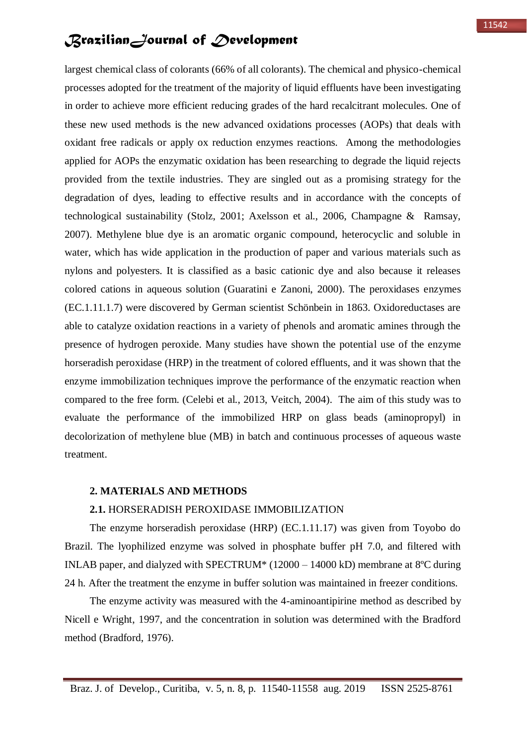largest chemical class of colorants (66% of all colorants). The chemical and physico-chemical processes adopted for the treatment of the majority of liquid effluents have been investigating in order to achieve more efficient reducing grades of the hard recalcitrant molecules. One of these new used methods is the new advanced oxidations processes (AOPs) that deals with oxidant free radicals or apply ox reduction enzymes reactions. Among the methodologies applied for AOPs the enzymatic oxidation has been researching to degrade the liquid rejects provided from the textile industries. They are singled out as a promising strategy for the degradation of dyes, leading to effective results and in accordance with the concepts of technological sustainability (Stolz, 2001; Axelsson et al., 2006, Champagne & Ramsay, 2007). Methylene blue dye is an aromatic organic compound, heterocyclic and soluble in water, which has wide application in the production of paper and various materials such as nylons and polyesters. It is classified as a basic cationic dye and also because it releases colored cations in aqueous solution (Guaratini e Zanoni, 2000). The peroxidases enzymes (EC.1.11.1.7) were discovered by German scientist Schönbein in 1863. Oxidoreductases are able to catalyze oxidation reactions in a variety of phenols and aromatic amines through the presence of hydrogen peroxide. Many studies have shown the potential use of the enzyme horseradish peroxidase (HRP) in the treatment of colored effluents, and it was shown that the enzyme immobilization techniques improve the performance of the enzymatic reaction when compared to the free form. (Celebi et al., 2013, Veitch, 2004). The aim of this study was to evaluate the performance of the immobilized HRP on glass beads (aminopropyl) in decolorization of methylene blue (MB) in batch and continuous processes of aqueous waste treatment.

## 2. MATERIALS AND METHODS

### 2.1. HORSERADISH PEROXIDASE IMMOBILIZATION

The enzyme horseradish peroxidase (HRP) (EC.1.11.17) was given from Toyobo do Brazil. The lyophilized enzyme was solved in phosphate buffer pH 7.0, and filtered with INLAB paper, and dialyzed with SPECTRUM* (12000 – 14000 kD) membrane at 8ºC during 24 h. After the treatment the enzyme in buffer solution was maintained in freezer conditions.

The enzyme activity was measured with the 4-aminoantipirine method as described by Nicell e Wright, 1997, and the concentration in solution was determined with the Bradford method (Bradford, 1976).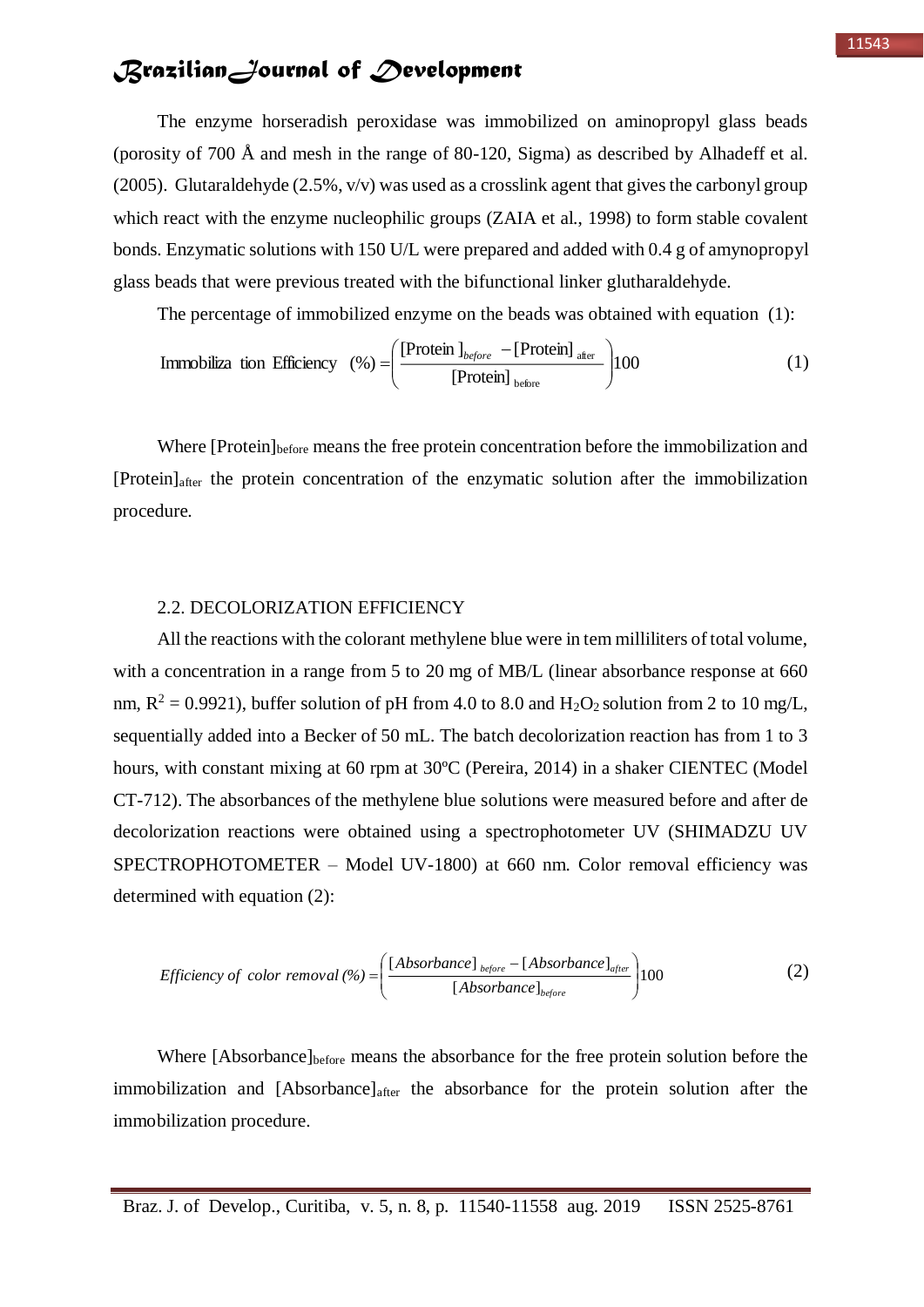The enzyme horseradish peroxidase was immobilized on aminopropyl glass beads (porosity of 700 Å and mesh in the range of 80-120, Sigma) as described by Alhadeff et al. (2005). Glutaraldehyde (2.5%, v/v) was used as a crosslink agent that gives the carbonyl group which react with the enzyme nucleophilic groups (ZAIA et al., 1998) to form stable covalent bonds. Enzymatic solutions with 150 U/L were prepared and added with 0.4 g of amynopropyl glass beads that were previous treated with the bifunctional linker glutharaldehyde.

The percentage of immobilized enzyme on the beads was obtained with equation (1):

$$\text{Immobiliza tion Efficiency } (\%) = \left( \frac{[\text{Protein}]_{before} - [\text{Protein}]_{\text{after}}}{[\text{Protein}]_{\text{before}}} \right) 100 \tag{1}$$

Where $[\text{Protein}]_{\text{before}}$ means the free protein concentration before the immobilization and $[\text{Protein}]_{\text{after}}$ the protein concentration of the enzymatic solution after the immobilization procedure.

## 2.2. DECOLORIZATION EFFICIENCY

All the reactions with the colorant methylene blue were in tem milliliters of total volume, with a concentration in a range from 5 to 20 mg of MB/L (linear absorbance response at 660 nm, $R^2 = 0.9921$), buffer solution of pH from 4.0 to 8.0 and $H_2O_2$ solution from 2 to 10 mg/L, sequentially added into a Becker of 50 mL. The batch decolorization reaction has from 1 to 3 hours, with constant mixing at 60 rpm at 30ºC (Pereira, 2014) in a shaker CIENTEC (Model CT-712). The absorbances of the methylene blue solutions were measured before and after de decolorization reactions were obtained using a spectrophotometer UV (SHIMADZU UV SPECTROPHOTOMETER – Model UV-1800) at 660 nm. Color removal efficiency was determined with equation (2):

$$\textit{Efficiency of color removal} (\%) = \left( \frac{[Absorbance]_{before} - [Absorbance]_{after}}{[Absorbance]_{before}} \right) 100 \tag{2}$$

Where $[\text{Absorbance}]_{\text{before}}$ means the absorbance for the free protein solution before the immobilization and $[\text{Absorbance}]_{\text{after}}$ the absorbance for the protein solution after the immobilization procedure.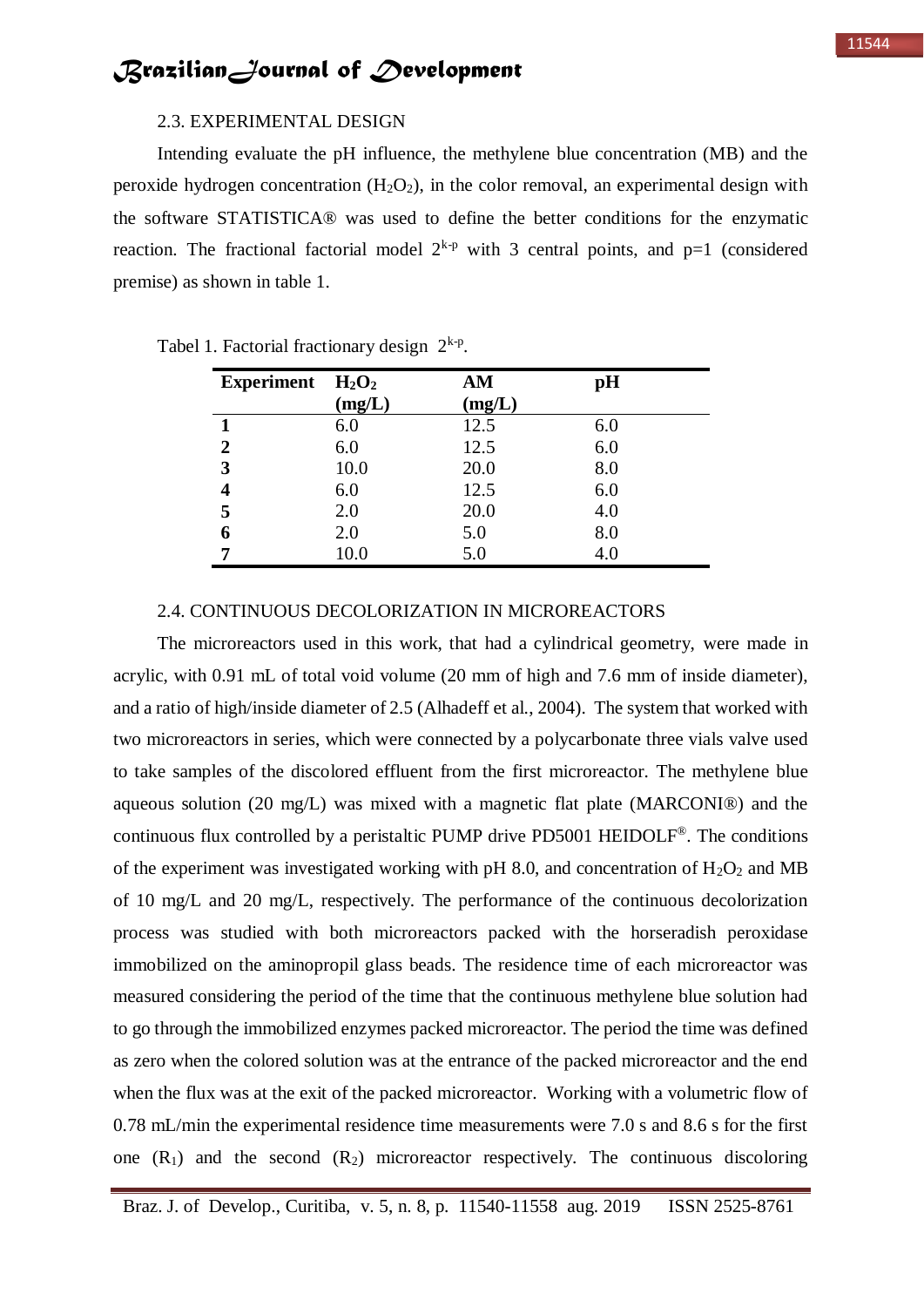### 2.3. EXPERIMENTAL DESIGN

Intending evaluate the pH influence, the methylene blue concentration (MB) and the peroxide hydrogen concentration ($H_2O_2$), in the color removal, an experimental design with the software STATISTICA® was used to define the better conditions for the enzymatic reaction. The fractional factorial model $2^{k-p}$ with 3 central points, and p=1 (considered premise) as shown in table 1.

Tabel 1. Factorial fractionary design $2^{k-p}$.

| Experiment | $H_2O_2$ (mg/L) | AM (mg/L) | pH |
|---|---|---|---|
| **1** | 6.0 | 12.5 | 6.0 |
| **2** | 6.0 | 12.5 | 6.0 |
| **3** | 10.0 | 20.0 | 8.0 |
| **4** | 6.0 | 12.5 | 6.0 |
| **5** | 2.0 | 20.0 | 4.0 |
| **6** | 2.0 | 5.0 | 8.0 |
| **7** | 10.0 | 5.0 | 4.0 |

### 2.4. CONTINUOUS DECOLORIZATION IN MICROREACTORS

The microreactors used in this work, that had a cylindrical geometry, were made in acrylic, with 0.91 mL of total void volume (20 mm of high and 7.6 mm of inside diameter), and a ratio of high/inside diameter of 2.5 (Alhadeff et al., 2004). The system that worked with two microreactors in series, which were connected by a polycarbonate three vials valve used to take samples of the discolored effluent from the first microreactor. The methylene blue aqueous solution (20 mg/L) was mixed with a magnetic flat plate (MARCONI®) and the continuous flux controlled by a peristaltic PUMP drive PD5001 HEIDOLF®. The conditions of the experiment was investigated working with pH 8.0, and concentration of $H_2O_2$ and MB of 10 mg/L and 20 mg/L, respectively. The performance of the continuous decolorization process was studied with both microreactors packed with the horseradish peroxidase immobilized on the aminopropil glass beads. The residence time of each microreactor was measured considering the period of the time that the continuous methylene blue solution had to go through the immobilized enzymes packed microreactor. The period the time was defined as zero when the colored solution was at the entrance of the packed microreactor and the end when the flux was at the exit of the packed microreactor. Working with a volumetric flow of 0.78 mL/min the experimental residence time measurements were 7.0 s and 8.6 s for the first one ($R_1$) and the second ($R_2$) microreactor respectively. The continuous discoloring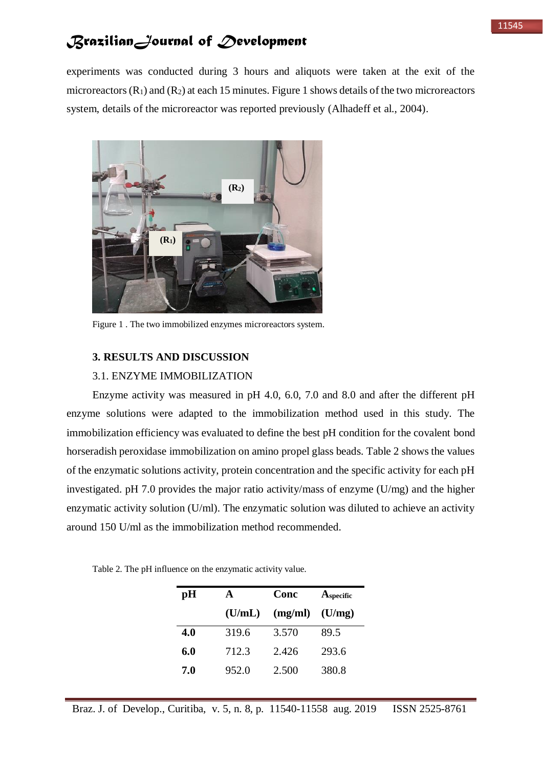experiments was conducted during 3 hours and aliquots were taken at the exit of the microreactors ($R_1$) and ($R_2$) at each 15 minutes. Figure 1 shows details of the two microreactors system, details of the microreactor was reported previously (Alhadeff et al., 2004).

Figure 1 . The two immobilized enzymes microreactors system.

## 3. RESULTS AND DISCUSSION

### 3.1. ENZYME IMMOBILIZATION

Enzyme activity was measured in pH 4.0, 6.0, 7.0 and 8.0 and after the different pH enzyme solutions were adapted to the immobilization method used in this study. The immobilization efficiency was evaluated to define the best pH condition for the covalent bond horseradish peroxidase immobilization on amino propel glass beads. Table 2 shows the values of the enzymatic solutions activity, protein concentration and the specific activity for each pH investigated. pH 7.0 provides the major ratio activity/mass of enzyme (U/mg) and the higher enzymatic activity solution (U/ml). The enzymatic solution was diluted to achieve an activity around 150 U/ml as the immobilization method recommended.

Table 2. The pH influence on the enzymatic activity value.

| pH | A (U/mL) | Conc (mg/ml) | $A_{specific}$ (U/mg) |
|---|---|---|---|
| **4.0** | 319.6 | 3.570 | 89.5 |
| **6.0** | 712.3 | 2.426 | 293.6 |
| **7.0** | 952.0 | 2.500 | 380.8 |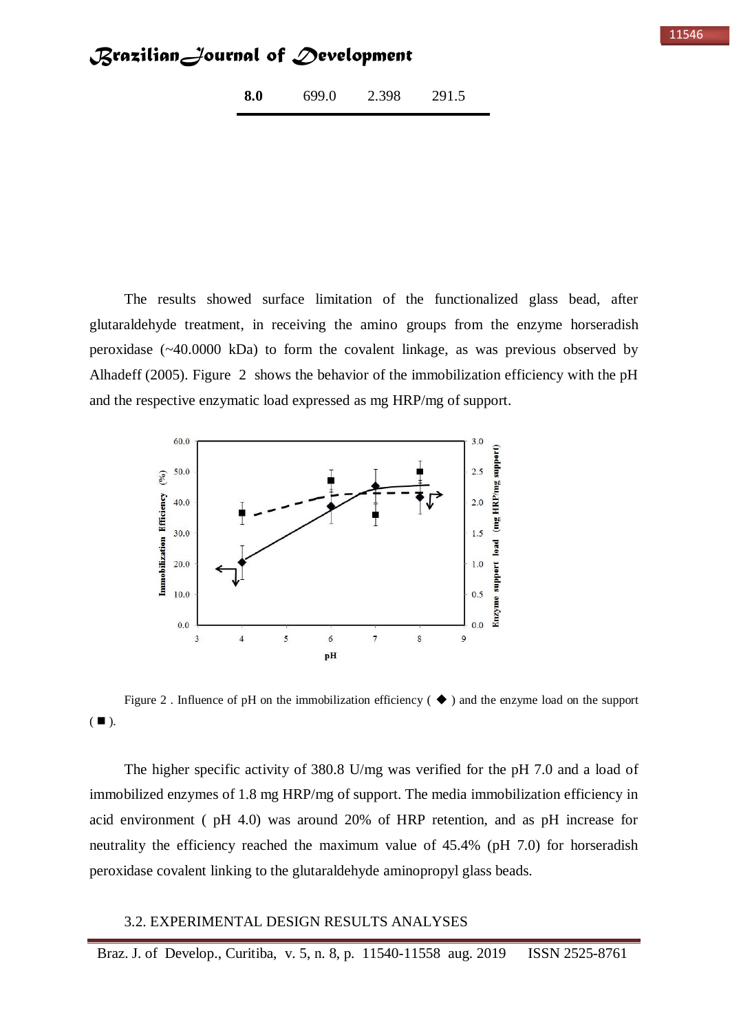| **8.0** | 699.0 | 2.398 | 291.5 |
|---|---|---|---|

The results showed surface limitation of the functionalized glass bead, after glutaraldehyde treatment, in receiving the amino groups from the enzyme horseradish peroxidase (~40.0000 kDa) to form the covalent linkage, as was previous observed by Alhadeff (2005). Figure 2 shows the behavior of the immobilization efficiency with the pH and the respective enzymatic load expressed as mg HRP/mg of support.

Figure 2 . Influence of pH on the immobilization efficiency ( ◆ ) and the enzyme load on the support ( ■ ).

The higher specific activity of 380.8 U/mg was verified for the pH 7.0 and a load of immobilized enzymes of 1.8 mg HRP/mg of support. The media immobilization efficiency in acid environment ( pH 4.0) was around 20% of HRP retention, and as pH increase for neutrality the efficiency reached the maximum value of 45.4% (pH 7.0) for horseradish peroxidase covalent linking to the glutaraldehyde aminopropyl glass beads.

### 3.2. EXPERIMENTAL DESIGN RESULTS ANALYSES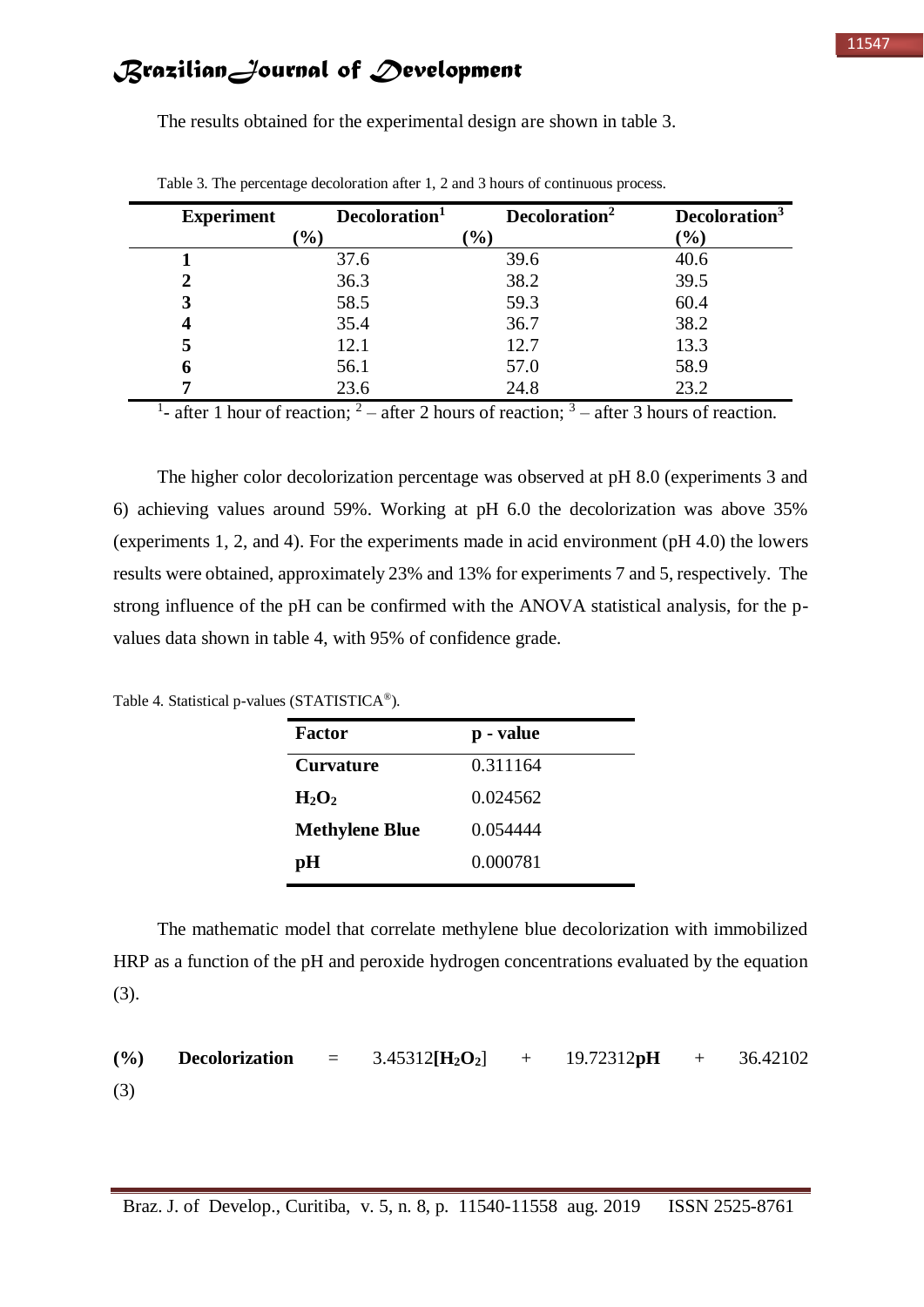The results obtained for the experimental design are shown in table 3.

Table 3. The percentage decoloration after 1, 2 and 3 hours of continuous process.

| Experiment | Decoloration[1] (%) | Decoloration[2] (%) | Decoloration[3] (%) |
|---|---|---|---|
| **1** | 37.6 | 39.6 | 40.6 |
| **2** | 36.3 | 38.2 | 39.5 |
| **3** | 58.5 | 59.3 | 60.4 |
| **4** | 35.4 | 36.7 | 38.2 |
| **5** | 12.1 | 12.7 | 13.3 |
| **6** | 56.1 | 57.0 | 58.9 |
| **7** | 23.6 | 24.8 | 23.2 |

[1]- after 1 hour of reaction; [2] – after 2 hours of reaction; [3] – after 3 hours of reaction.

The higher color decolorization percentage was observed at pH 8.0 (experiments 3 and 6) achieving values around 59%. Working at pH 6.0 the decolorization was above 35% (experiments 1, 2, and 4). For the experiments made in acid environment (pH 4.0) the lowers results were obtained, approximately 23% and 13% for experiments 7 and 5, respectively. The strong influence of the pH can be confirmed with the ANOVA statistical analysis, for the p-values data shown in table 4, with 95% of confidence grade.

Table 4. Statistical p-values (STATISTICA®).

| Factor | p - value |
|---|---|
| **Curvature** | 0.311164 |
| **$H_2O_2$** | 0.024562 |
| **Methylene Blue** | 0.054444 |
| **pH** | 0.000781 |

The mathematic model that correlate methylene blue decolorization with immobilized HRP as a function of the pH and peroxide hydrogen concentrations evaluated by the equation (3).

$$(\%)\ \textbf{Decolorization} = 3.45312[\mathbf{H_2O_2}] + 19.72312\,\mathbf{pH} + 36.42102 \quad (3)$$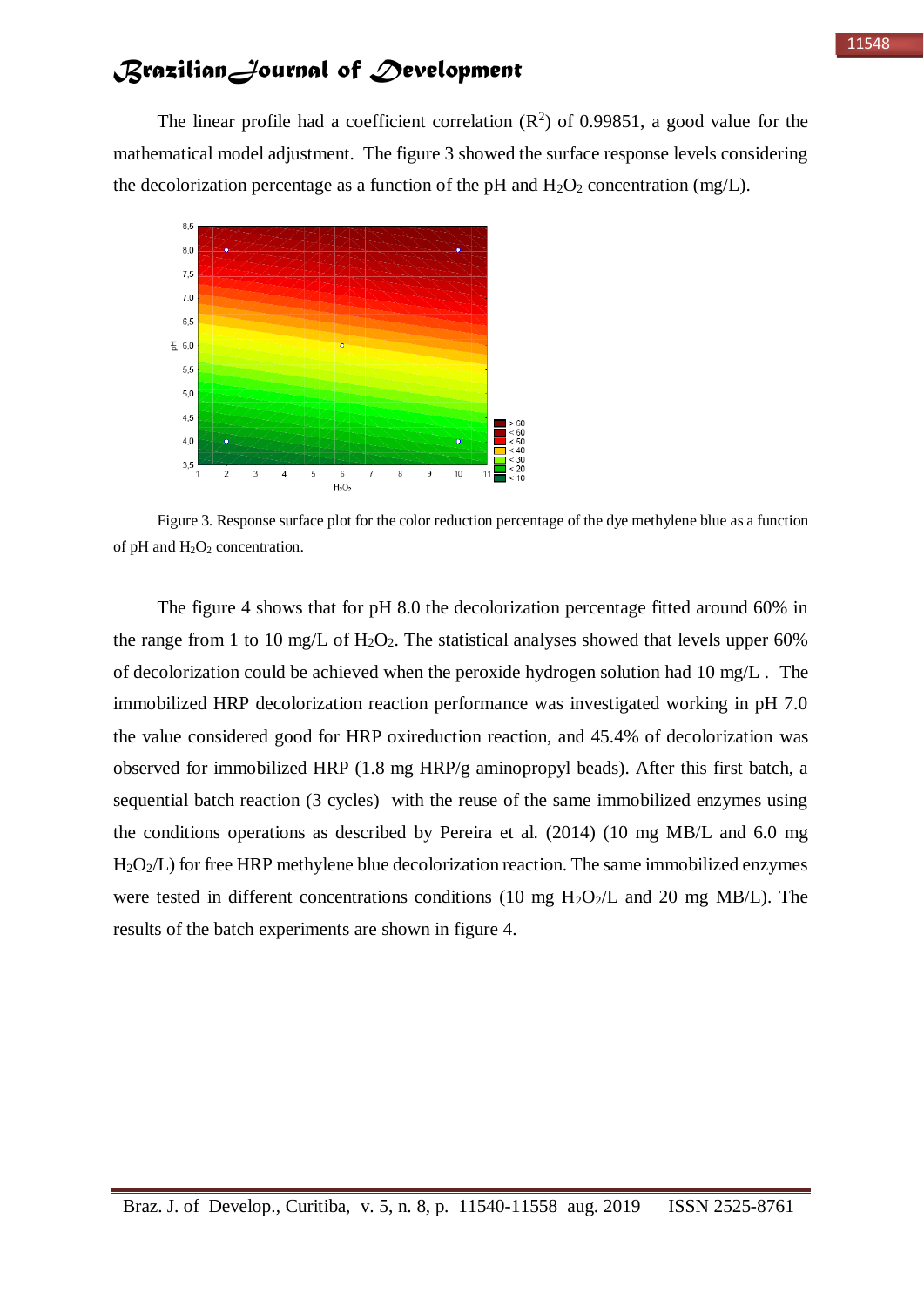The linear profile had a coefficient correlation ($R^2$) of 0.99851, a good value for the mathematical model adjustment. The figure 3 showed the surface response levels considering the decolorization percentage as a function of the pH and $H_2O_2$ concentration (mg/L).

Figure 3. Response surface plot for the color reduction percentage of the dye methylene blue as a function of pH and $H_2O_2$ concentration.

The figure 4 shows that for pH 8.0 the decolorization percentage fitted around 60% in the range from 1 to 10 mg/L of $H_2O_2$. The statistical analyses showed that levels upper 60% of decolorization could be achieved when the peroxide hydrogen solution had 10 mg/L . The immobilized HRP decolorization reaction performance was investigated working in pH 7.0 the value considered good for HRP oxireduction reaction, and 45.4% of decolorization was observed for immobilized HRP (1.8 mg HRP/g aminopropyl beads). After this first batch, a sequential batch reaction (3 cycles) with the reuse of the same immobilized enzymes using the conditions operations as described by Pereira et al. (2014) (10 mg MB/L and 6.0 mg $H_2O_2$/L) for free HRP methylene blue decolorization reaction. The same immobilized enzymes were tested in different concentrations conditions (10 mg $H_2O_2$/L and 20 mg MB/L). The results of the batch experiments are shown in figure 4.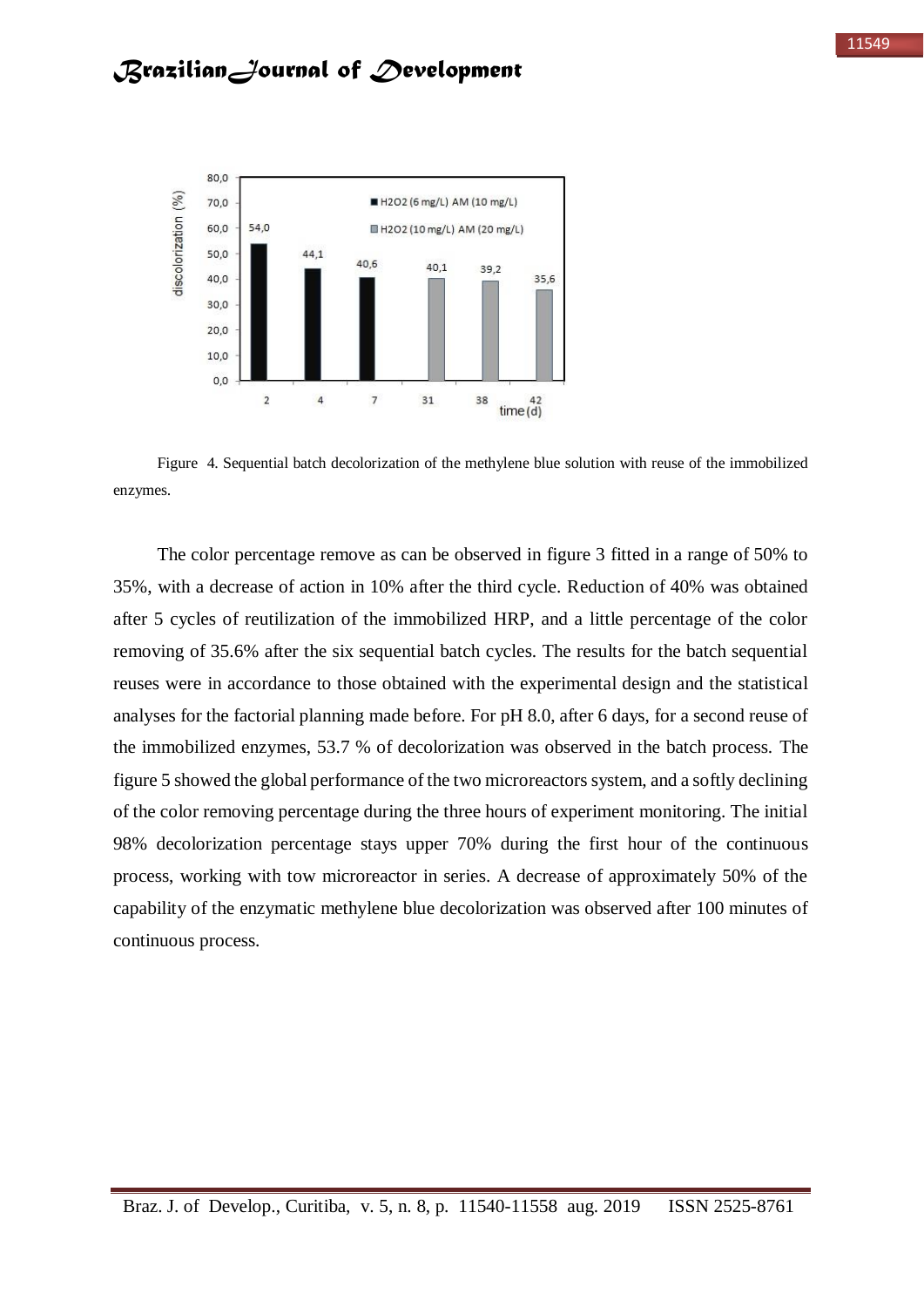Figure 4. Sequential batch decolorization of the methylene blue solution with reuse of the immobilized enzymes.

The color percentage remove as can be observed in figure 3 fitted in a range of 50% to 35%, with a decrease of action in 10% after the third cycle. Reduction of 40% was obtained after 5 cycles of reutilization of the immobilized HRP, and a little percentage of the color removing of 35.6% after the six sequential batch cycles. The results for the batch sequential reuses were in accordance to those obtained with the experimental design and the statistical analyses for the factorial planning made before. For pH 8.0, after 6 days, for a second reuse of the immobilized enzymes, 53.7 % of decolorization was observed in the batch process. The figure 5 showed the global performance of the two microreactors system, and a softly declining of the color removing percentage during the three hours of experiment monitoring. The initial 98% decolorization percentage stays upper 70% during the first hour of the continuous process, working with tow microreactor in series. A decrease of approximately 50% of the capability of the enzymatic methylene blue decolorization was observed after 100 minutes of continuous process.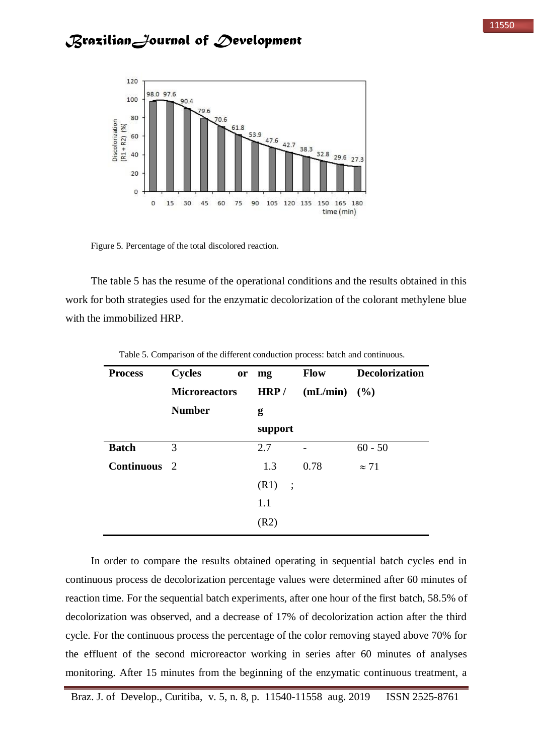Figure 5. Percentage of the total discolored reaction.

The table 5 has the resume of the operational conditions and the results obtained in this work for both strategies used for the enzymatic decolorization of the colorant methylene blue with the immobilized HRP.

Table 5. Comparison of the different conduction process: batch and continuous.

| Process | Cycles or Microreactors Number | mg HRP / g support | Flow (mL/min) | Decolorization (%) |
|---|---|---|---|---|
| **Batch** | 3 | 2.7 | - | 60 - 50 |
| **Continuous** | 2 | 1.3 (R1) ; 1.1 (R2) | 0.78 | ≈ 71 |

In order to compare the results obtained operating in sequential batch cycles end in continuous process de decolorization percentage values were determined after 60 minutes of reaction time. For the sequential batch experiments, after one hour of the first batch, 58.5% of decolorization was observed, and a decrease of 17% of decolorization action after the third cycle. For the continuous process the percentage of the color removing stayed above 70% for the effluent of the second microreactor working in series after 60 minutes of analyses monitoring. After 15 minutes from the beginning of the enzymatic continuous treatment, a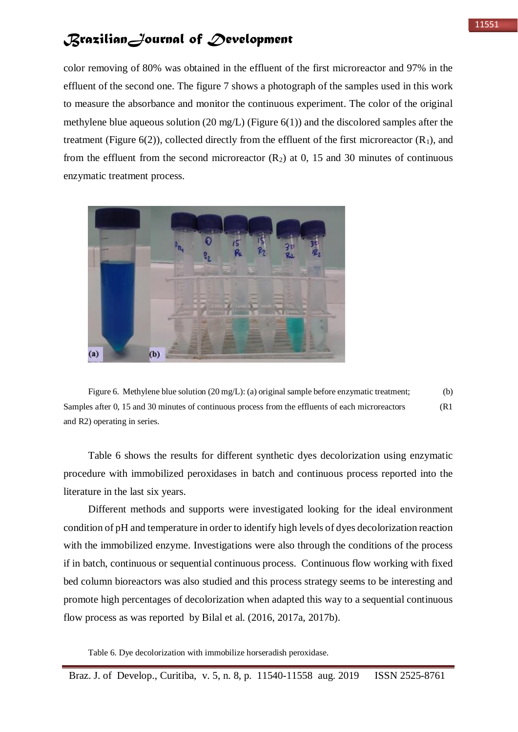color removing of 80% was obtained in the effluent of the first microreactor and 97% in the effluent of the second one. The figure 7 shows a photograph of the samples used in this work to measure the absorbance and monitor the continuous experiment. The color of the original methylene blue aqueous solution (20 mg/L) (Figure 6(1)) and the discolored samples after the treatment (Figure 6(2)), collected directly from the effluent of the first microreactor ($R_1$), and from the effluent from the second microreactor ($R_2$) at 0, 15 and 30 minutes of continuous enzymatic treatment process.

Figure 6. Methylene blue solution (20 mg/L): (a) original sample before enzymatic treatment; (b) Samples after 0, 15 and 30 minutes of continuous process from the effluents of each microreactors (R1 and R2) operating in series.

Table 6 shows the results for different synthetic dyes decolorization using enzymatic procedure with immobilized peroxidases in batch and continuous process reported into the literature in the last six years.

Different methods and supports were investigated looking for the ideal environment condition of pH and temperature in order to identify high levels of dyes decolorization reaction with the immobilized enzyme. Investigations were also through the conditions of the process if in batch, continuous or sequential continuous process. Continuous flow working with fixed bed column bioreactors was also studied and this process strategy seems to be interesting and promote high percentages of decolorization when adapted this way to a sequential continuous flow process as was reported by Bilal et al. (2016, 2017a, 2017b).

Table 6. Dye decolorization with immobilize horseradish peroxidase.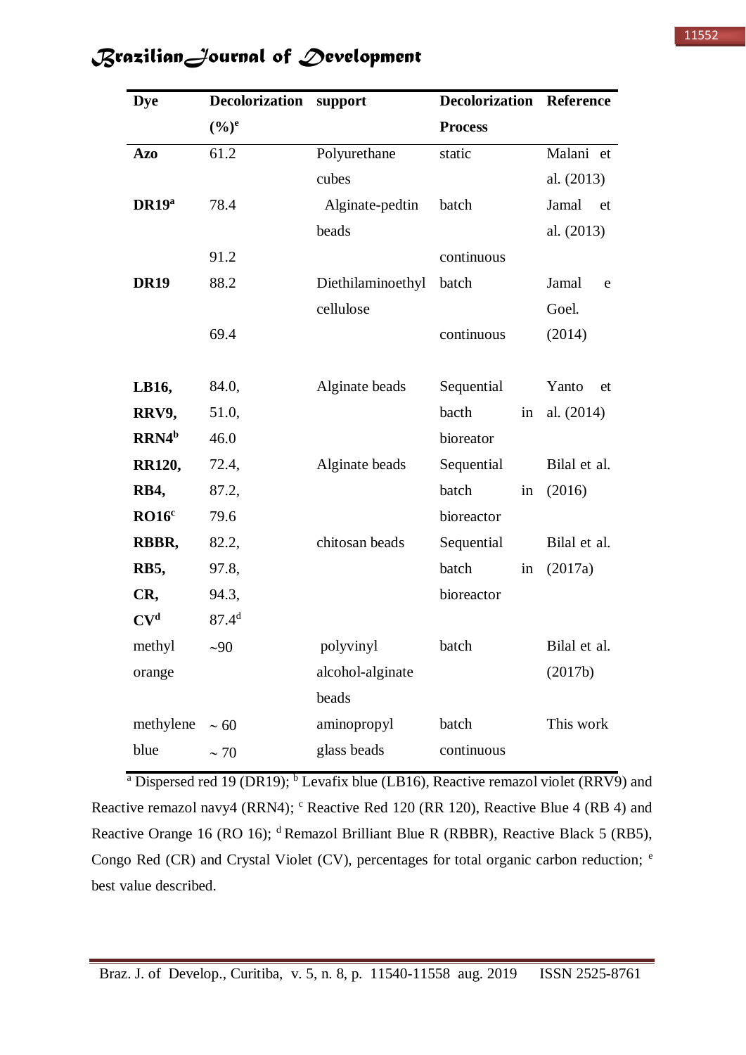| Dye | Decolorization (%)[e] | support | Decolorization Process | Reference |
|---|---|---|---|---|
| **Azo** | 61.2 | Polyurethane cubes | static | Malani et al. (2013) |
| **DR19[a]** | 78.4 | Alginate-pedtin beads | batch | Jamal et al. (2013) |
| | 91.2 | | continuous | |
| **DR19** | 88.2 | Diethilaminoethyl cellulose | batch | Jamal e Goel. (2014) |
| | 69.4 | | continuous | |
| **LB16, RRV9, RRN4[b]** | 84.0, 51.0, 46.0 | Alginate beads | Sequential bacth in bioreator | Yanto et al. (2014) |
| **RR120, RB4, RO16[c]** | 72.4, 87.2, 79.6 | Alginate beads | Sequential batch in bioreactor | Bilal et al. (2016) |
| **RBBR, RB5, CR, CV[d]** | 82.2, 97.8, 94.3, 87.4[d] | chitosan beads | Sequential batch in bioreactor | Bilal et al. (2017a) |
| methyl orange | ~90 | polyvinyl alcohol-alginate beads | batch | Bilal et al. (2017b) |
| methylene blue | ~ 60 | aminopropyl glass beads | batch | This work |
| | ~ 70 | | continuous | |

[a] Dispersed red 19 (DR19); [b] Levafix blue (LB16), Reactive remazol violet (RRV9) and Reactive remazol navy4 (RRN4); [c] Reactive Red 120 (RR 120), Reactive Blue 4 (RB 4) and Reactive Orange 16 (RO 16); [d] Remazol Brilliant Blue R (RBBR), Reactive Black 5 (RB5), Congo Red (CR) and Crystal Violet (CV), percentages for total organic carbon reduction; [e] best value described.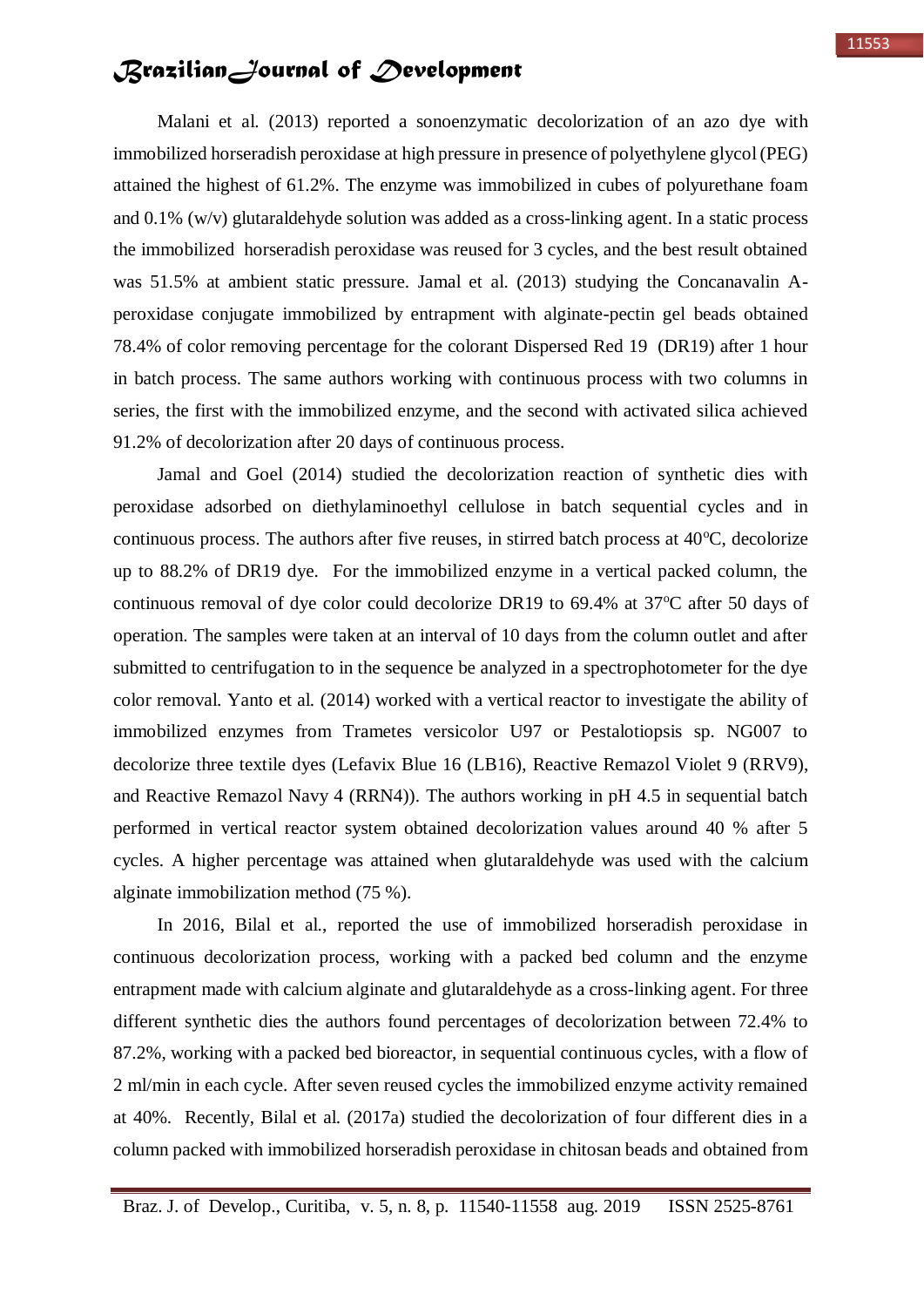Malani et al. (2013) reported a sonoenzymatic decolorization of an azo dye with immobilized horseradish peroxidase at high pressure in presence of polyethylene glycol (PEG) attained the highest of 61.2%. The enzyme was immobilized in cubes of polyurethane foam and 0.1% (w/v) glutaraldehyde solution was added as a cross-linking agent. In a static process the immobilized horseradish peroxidase was reused for 3 cycles, and the best result obtained was 51.5% at ambient static pressure. Jamal et al. (2013) studying the Concanavalin A-peroxidase conjugate immobilized by entrapment with alginate-pectin gel beads obtained 78.4% of color removing percentage for the colorant Dispersed Red 19 (DR19) after 1 hour in batch process. The same authors working with continuous process with two columns in series, the first with the immobilized enzyme, and the second with activated silica achieved 91.2% of decolorization after 20 days of continuous process.

Jamal and Goel (2014) studied the decolorization reaction of synthetic dies with peroxidase adsorbed on diethylaminoethyl cellulose in batch sequential cycles and in continuous process. The authors after five reuses, in stirred batch process at 40ºC, decolorize up to 88.2% of DR19 dye. For the immobilized enzyme in a vertical packed column, the continuous removal of dye color could decolorize DR19 to 69.4% at 37ºC after 50 days of operation. The samples were taken at an interval of 10 days from the column outlet and after submitted to centrifugation to in the sequence be analyzed in a spectrophotometer for the dye color removal. Yanto et al. (2014) worked with a vertical reactor to investigate the ability of immobilized enzymes from Trametes versicolor U97 or Pestalotiopsis sp. NG007 to decolorize three textile dyes (Lefavix Blue 16 (LB16), Reactive Remazol Violet 9 (RRV9), and Reactive Remazol Navy 4 (RRN4)). The authors working in pH 4.5 in sequential batch performed in vertical reactor system obtained decolorization values around 40 % after 5 cycles. A higher percentage was attained when glutaraldehyde was used with the calcium alginate immobilization method (75 %).

In 2016, Bilal et al., reported the use of immobilized horseradish peroxidase in continuous decolorization process, working with a packed bed column and the enzyme entrapment made with calcium alginate and glutaraldehyde as a cross-linking agent. For three different synthetic dies the authors found percentages of decolorization between 72.4% to 87.2%, working with a packed bed bioreactor, in sequential continuous cycles, with a flow of 2 ml/min in each cycle. After seven reused cycles the immobilized enzyme activity remained at 40%. Recently, Bilal et al. (2017a) studied the decolorization of four different dies in a column packed with immobilized horseradish peroxidase in chitosan beads and obtained from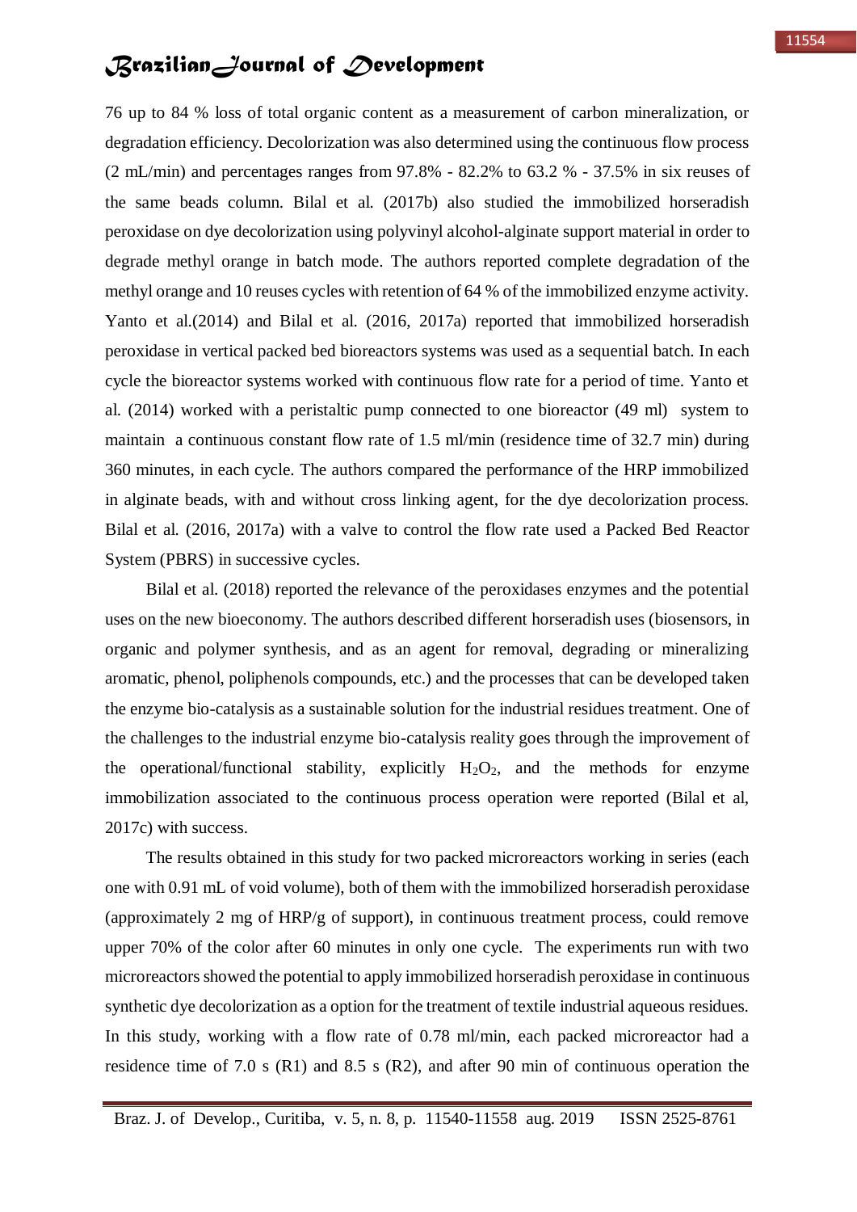76 up to 84 % loss of total organic content as a measurement of carbon mineralization, or degradation efficiency. Decolorization was also determined using the continuous flow process (2 mL/min) and percentages ranges from 97.8% - 82.2% to 63.2 % - 37.5% in six reuses of the same beads column. Bilal et al. (2017b) also studied the immobilized horseradish peroxidase on dye decolorization using polyvinyl alcohol-alginate support material in order to degrade methyl orange in batch mode. The authors reported complete degradation of the methyl orange and 10 reuses cycles with retention of 64 % of the immobilized enzyme activity. Yanto et al.(2014) and Bilal et al. (2016, 2017a) reported that immobilized horseradish peroxidase in vertical packed bed bioreactors systems was used as a sequential batch. In each cycle the bioreactor systems worked with continuous flow rate for a period of time. Yanto et al. (2014) worked with a peristaltic pump connected to one bioreactor (49 ml) system to maintain a continuous constant flow rate of 1.5 ml/min (residence time of 32.7 min) during 360 minutes, in each cycle. The authors compared the performance of the HRP immobilized in alginate beads, with and without cross linking agent, for the dye decolorization process. Bilal et al. (2016, 2017a) with a valve to control the flow rate used a Packed Bed Reactor System (PBRS) in successive cycles.

Bilal et al. (2018) reported the relevance of the peroxidases enzymes and the potential uses on the new bioeconomy. The authors described different horseradish uses (biosensors, in organic and polymer synthesis, and as an agent for removal, degrading or mineralizing aromatic, phenol, poliphenols compounds, etc.) and the processes that can be developed taken the enzyme bio-catalysis as a sustainable solution for the industrial residues treatment. One of the challenges to the industrial enzyme bio-catalysis reality goes through the improvement of the operational/functional stability, explicitly $H_2O_2$, and the methods for enzyme immobilization associated to the continuous process operation were reported (Bilal et al, 2017c) with success.

The results obtained in this study for two packed microreactors working in series (each one with 0.91 mL of void volume), both of them with the immobilized horseradish peroxidase (approximately 2 mg of HRP/g of support), in continuous treatment process, could remove upper 70% of the color after 60 minutes in only one cycle. The experiments run with two microreactors showed the potential to apply immobilized horseradish peroxidase in continuous synthetic dye decolorization as a option for the treatment of textile industrial aqueous residues. In this study, working with a flow rate of 0.78 ml/min, each packed microreactor had a residence time of 7.0 s (R1) and 8.5 s (R2), and after 90 min of continuous operation the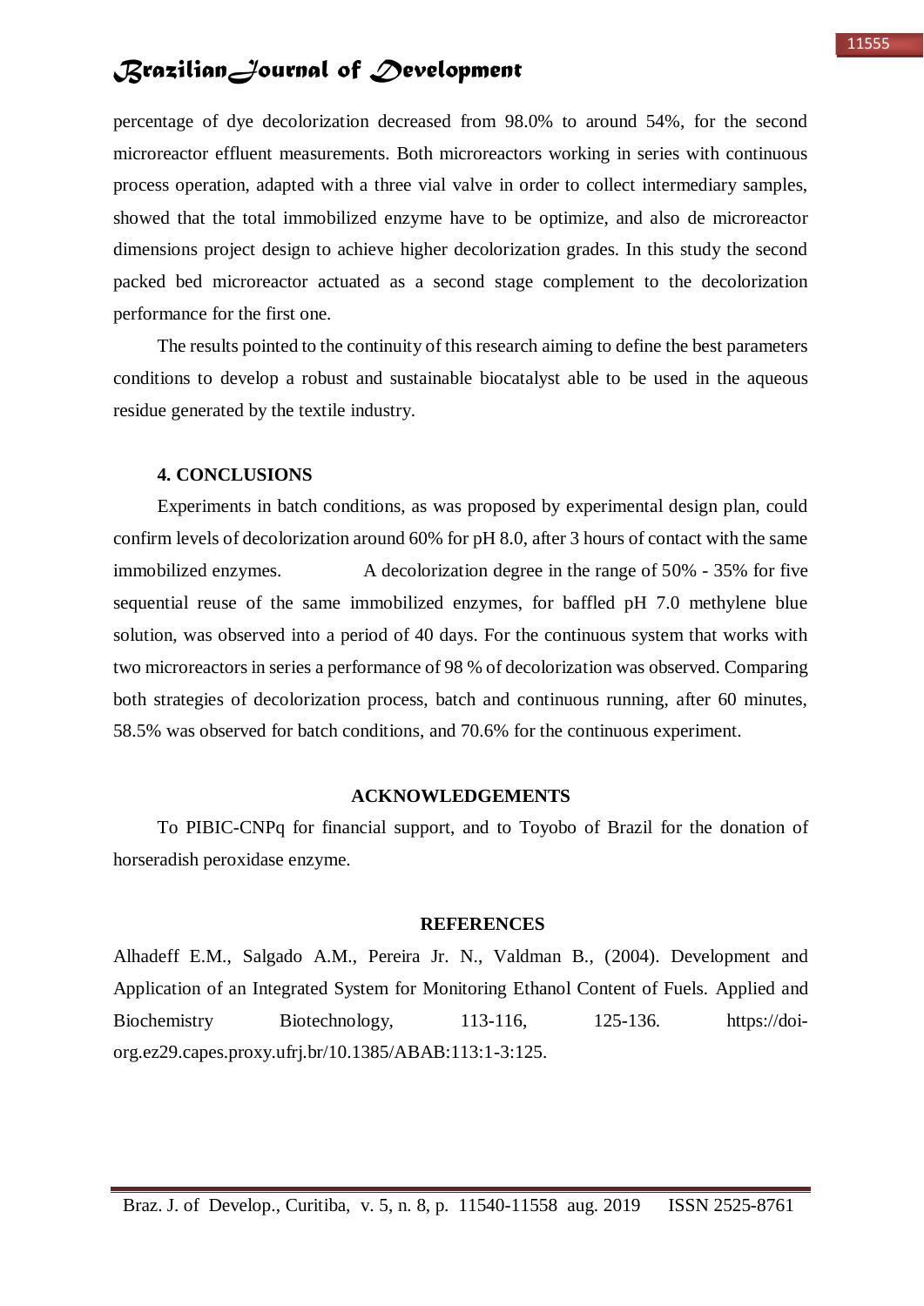percentage of dye decolorization decreased from 98.0% to around 54%, for the second microreactor effluent measurements. Both microreactors working in series with continuous process operation, adapted with a three vial valve in order to collect intermediary samples, showed that the total immobilized enzyme have to be optimize, and also de microreactor dimensions project design to achieve higher decolorization grades. In this study the second packed bed microreactor actuated as a second stage complement to the decolorization performance for the first one.

The results pointed to the continuity of this research aiming to define the best parameters conditions to develop a robust and sustainable biocatalyst able to be used in the aqueous residue generated by the textile industry.

## 4. CONCLUSIONS

Experiments in batch conditions, as was proposed by experimental design plan, could confirm levels of decolorization around 60% for pH 8.0, after 3 hours of contact with the same immobilized enzymes. A decolorization degree in the range of 50% - 35% for five sequential reuse of the same immobilized enzymes, for baffled pH 7.0 methylene blue solution, was observed into a period of 40 days. For the continuous system that works with two microreactors in series a performance of 98 % of decolorization was observed. Comparing both strategies of decolorization process, batch and continuous running, after 60 minutes, 58.5% was observed for batch conditions, and 70.6% for the continuous experiment.

## ACKNOWLEDGEMENTS

To PIBIC-CNPq for financial support, and to Toyobo of Brazil for the donation of horseradish peroxidase enzyme.

## REFERENCES

Alhadeff E.M., Salgado A.M., Pereira Jr. N., Valdman B., (2004). Development and Application of an Integrated System for Monitoring Ethanol Content of Fuels. Applied and Biochemistry Biotechnology, 113-116, 125-136. https://doi-org.ez29.capes.proxy.ufrj.br/10.1385/ABAB:113:1-3:125.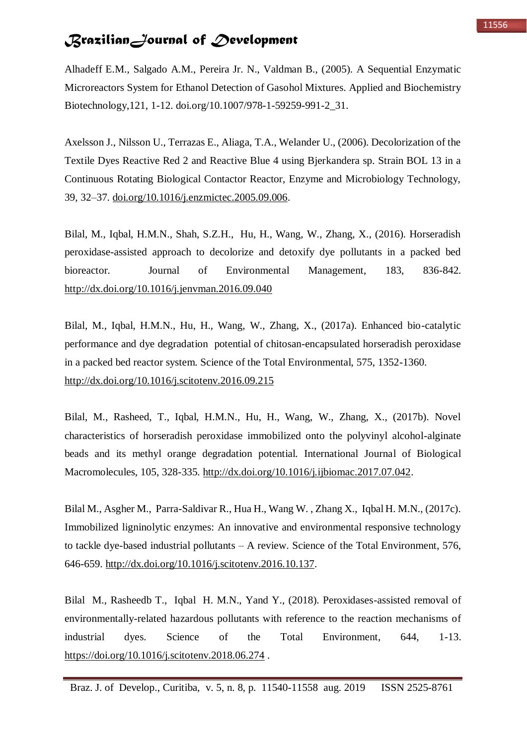Alhadeff E.M., Salgado A.M., Pereira Jr. N., Valdman B., (2005). A Sequential Enzymatic Microreactors System for Ethanol Detection of Gasohol Mixtures. Applied and Biochemistry Biotechnology,121, 1-12. doi.org/10.1007/978-1-59259-991-2_31.

Axelsson J., Nilsson U., Terrazas E., Aliaga, T.A., Welander U., (2006). Decolorization of the Textile Dyes Reactive Red 2 and Reactive Blue 4 using Bjerkandera sp. Strain BOL 13 in a Continuous Rotating Biological Contactor Reactor, Enzyme and Microbiology Technology, 39, 32–37. doi.org/10.1016/j.enzmictec.2005.09.006.

Bilal, M., Iqbal, H.M.N., Shah, S.Z.H., Hu, H., Wang, W., Zhang, X., (2016). Horseradish peroxidase-assisted approach to decolorize and detoxify dye pollutants in a packed bed bioreactor. Journal of Environmental Management, 183, 836-842. http://dx.doi.org/10.1016/j.jenvman.2016.09.040

Bilal, M., Iqbal, H.M.N., Hu, H., Wang, W., Zhang, X., (2017a). Enhanced bio-catalytic performance and dye degradation potential of chitosan-encapsulated horseradish peroxidase in a packed bed reactor system. Science of the Total Environmental, 575, 1352-1360. http://dx.doi.org/10.1016/j.scitotenv.2016.09.215

Bilal, M., Rasheed, T., Iqbal, H.M.N., Hu, H., Wang, W., Zhang, X., (2017b). Novel characteristics of horseradish peroxidase immobilized onto the polyvinyl alcohol-alginate beads and its methyl orange degradation potential. International Journal of Biological Macromolecules, 105, 328-335. http://dx.doi.org/10.1016/j.ijbiomac.2017.07.042.

Bilal M., Asgher M., Parra-Saldivar R., Hua H., Wang W. , Zhang X., Iqbal H. M.N., (2017c). Immobilized ligninolytic enzymes: An innovative and environmental responsive technology to tackle dye-based industrial pollutants – A review. Science of the Total Environment, 576, 646-659. http://dx.doi.org/10.1016/j.scitotenv.2016.10.137.

Bilal M., Rasheedb T., Iqbal H. M.N., Yand Y., (2018). Peroxidases-assisted removal of environmentally-related hazardous pollutants with reference to the reaction mechanisms of industrial dyes. Science of the Total Environment, 644, 1-13. https://doi.org/10.1016/j.scitotenv.2018.06.274 .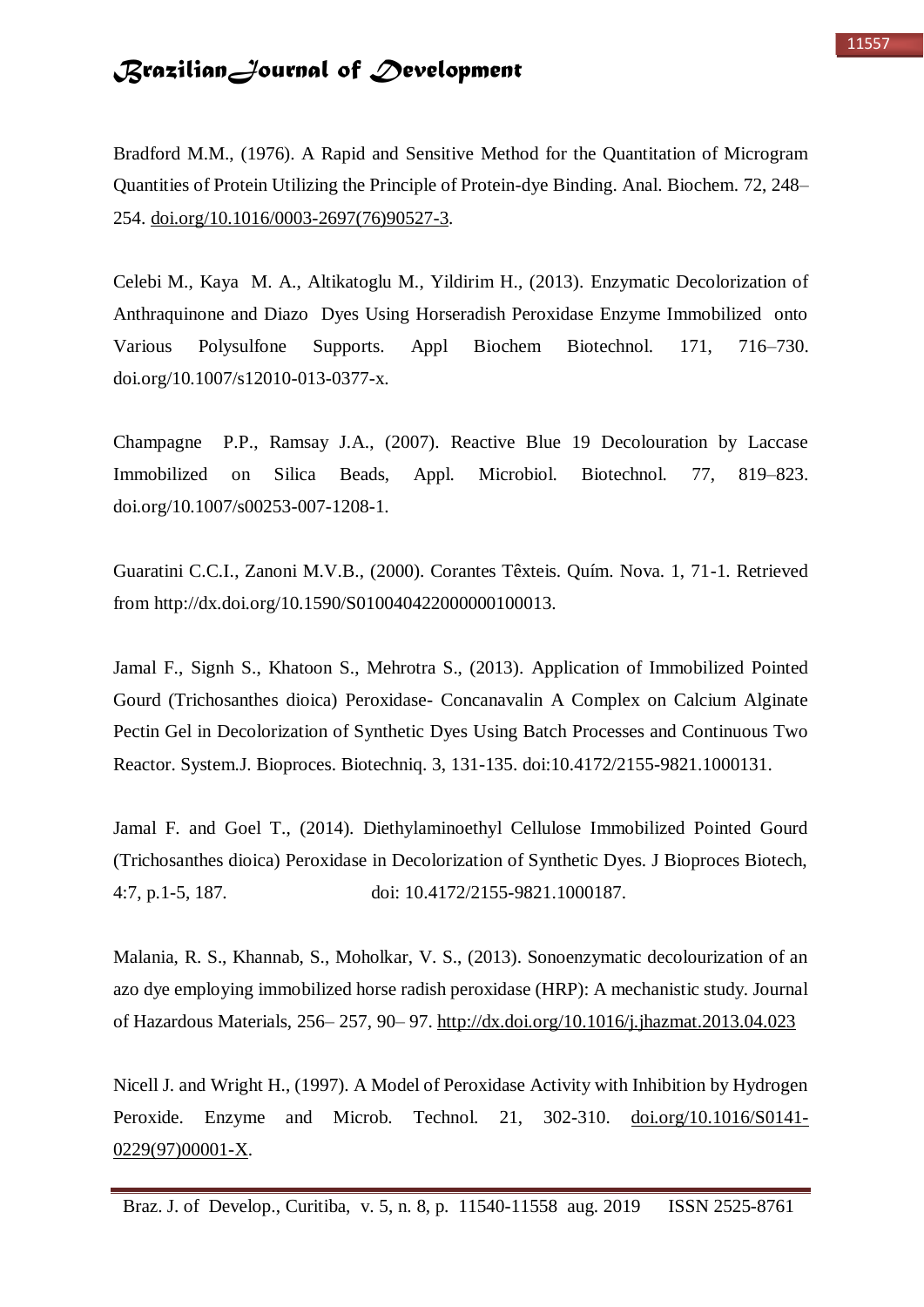Bradford M.M., (1976). A Rapid and Sensitive Method for the Quantitation of Microgram Quantities of Protein Utilizing the Principle of Protein-dye Binding. Anal. Biochem. 72, 248–254. doi.org/10.1016/0003-2697(76)90527-3.

Celebi M., Kaya M. A., Altikatoglu M., Yildirim H., (2013). Enzymatic Decolorization of Anthraquinone and Diazo Dyes Using Horseradish Peroxidase Enzyme Immobilized onto Various Polysulfone Supports. Appl Biochem Biotechnol. 171, 716–730. doi.org/10.1007/s12010-013-0377-x.

Champagne P.P., Ramsay J.A., (2007). Reactive Blue 19 Decolouration by Laccase Immobilized on Silica Beads, Appl. Microbiol. Biotechnol. 77, 819–823. doi.org/10.1007/s00253-007-1208-1.

Guaratini C.C.I., Zanoni M.V.B., (2000). Corantes Têxteis. Quím. Nova. 1, 71-1. Retrieved from http://dx.doi.org/10.1590/S010040422000000100013.

Jamal F., Signh S., Khatoon S., Mehrotra S., (2013). Application of Immobilized Pointed Gourd (Trichosanthes dioica) Peroxidase- Concanavalin A Complex on Calcium Alginate Pectin Gel in Decolorization of Synthetic Dyes Using Batch Processes and Continuous Two Reactor. System.J. Bioproces. Biotechniq. 3, 131-135. doi:10.4172/2155-9821.1000131.

Jamal F. and Goel T., (2014). Diethylaminoethyl Cellulose Immobilized Pointed Gourd (Trichosanthes dioica) Peroxidase in Decolorization of Synthetic Dyes. J Bioproces Biotech, 4:7, p.1-5, 187. doi: 10.4172/2155-9821.1000187.

Malania, R. S., Khannab, S., Moholkar, V. S., (2013). Sonoenzymatic decolourization of an azo dye employing immobilized horse radish peroxidase (HRP): A mechanistic study. Journal of Hazardous Materials, 256– 257, 90– 97. http://dx.doi.org/10.1016/j.jhazmat.2013.04.023

Nicell J. and Wright H., (1997). A Model of Peroxidase Activity with Inhibition by Hydrogen Peroxide. Enzyme and Microb. Technol. 21, 302-310. doi.org/10.1016/S0141-0229(97)00001-X.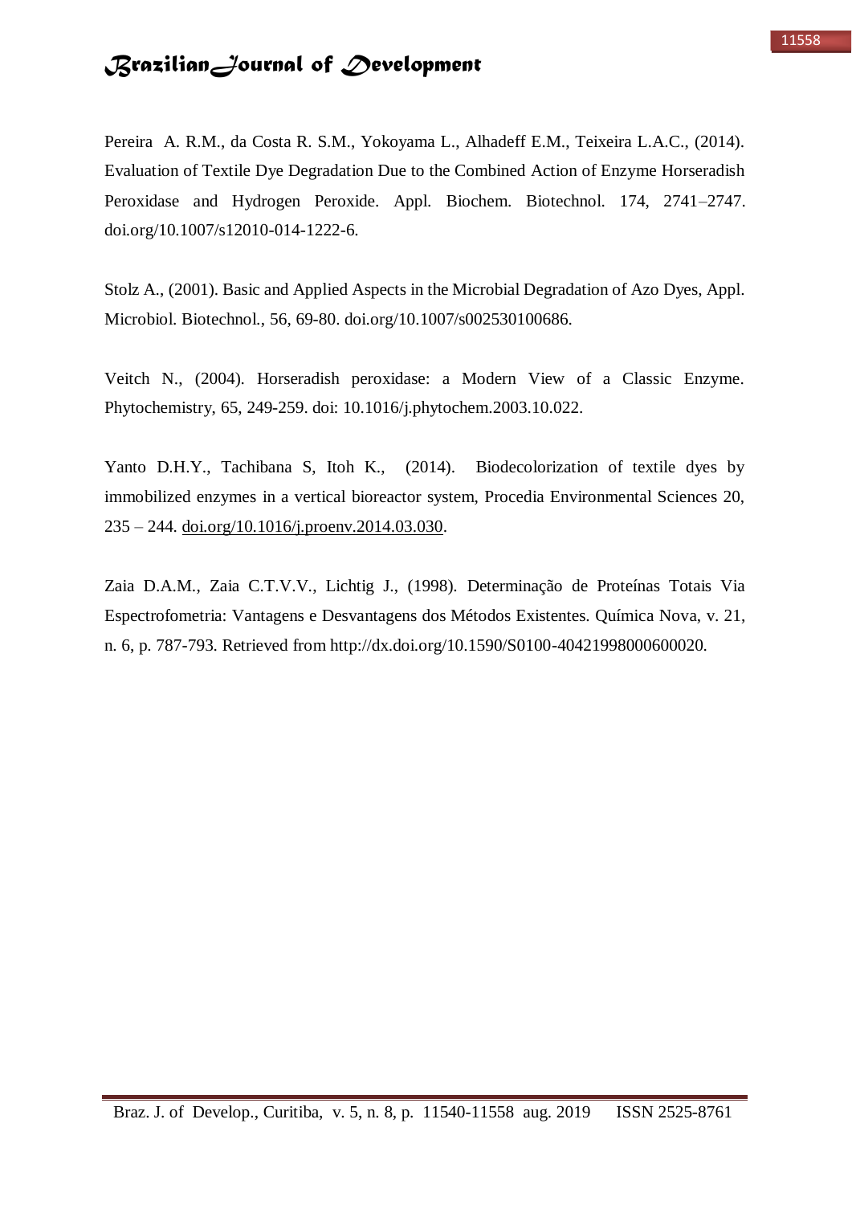Pereira A. R.M., da Costa R. S.M., Yokoyama L., Alhadeff E.M., Teixeira L.A.C., (2014). Evaluation of Textile Dye Degradation Due to the Combined Action of Enzyme Horseradish Peroxidase and Hydrogen Peroxide. Appl. Biochem. Biotechnol. 174, 2741–2747. doi.org/10.1007/s12010-014-1222-6.

Stolz A., (2001). Basic and Applied Aspects in the Microbial Degradation of Azo Dyes, Appl. Microbiol. Biotechnol., 56, 69-80. doi.org/10.1007/s002530100686.

Veitch N., (2004). Horseradish peroxidase: a Modern View of a Classic Enzyme. Phytochemistry, 65, 249-259. doi: 10.1016/j.phytochem.2003.10.022.

Yanto D.H.Y., Tachibana S, Itoh K., (2014). Biodecolorization of textile dyes by immobilized enzymes in a vertical bioreactor system, Procedia Environmental Sciences 20, 235 – 244. doi.org/10.1016/j.proenv.2014.03.030.

Zaia D.A.M., Zaia C.T.V.V., Lichtig J., (1998). Determinação de Proteínas Totais Via Espectrofometria: Vantagens e Desvantagens dos Métodos Existentes. Química Nova, v. 21, n. 6, p. 787-793. Retrieved from http://dx.doi.org/10.1590/S0100-40421998000600020.